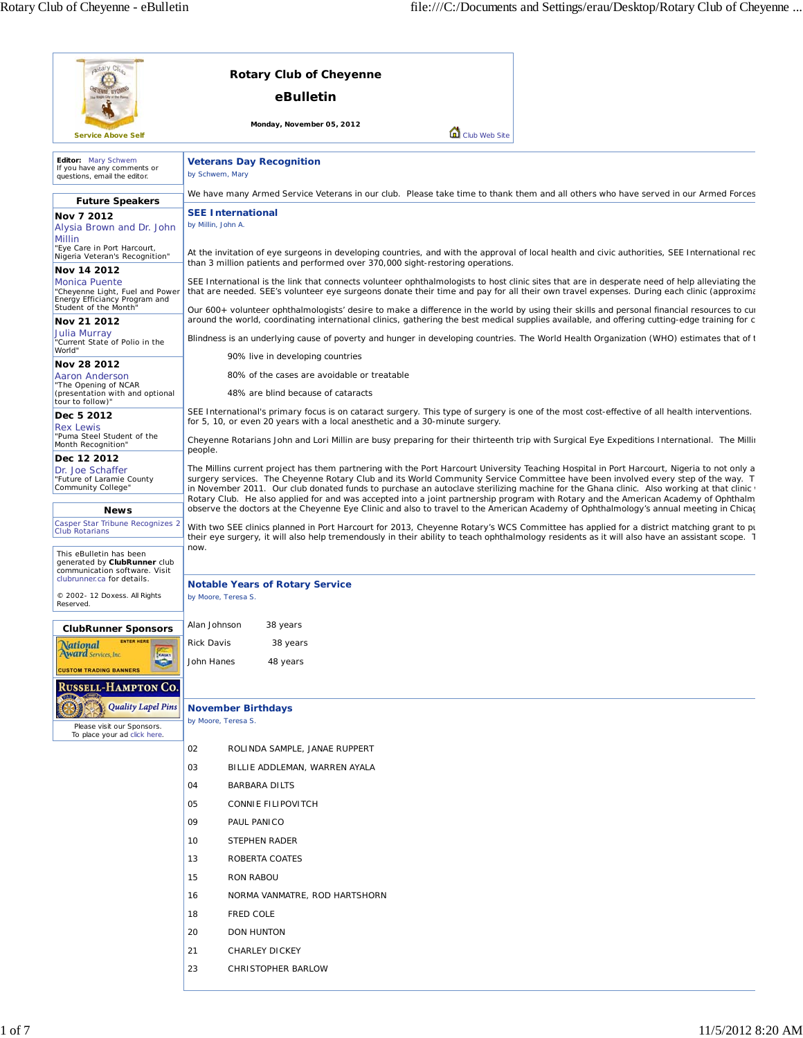# Rotary Club of Cheyenne

## eBulletin

**Monday, November 05, 2012**

Service Above Self

Club Web Site

**Editor:** Mary Schwem
If you have any comments or questions, email the editor.

### Future Speakers

**Nov 7 2012**
Alysia Brown and Dr. John Millin
"Eye Care in Port Harcourt, Nigeria Veteran's Recognition"

**Nov 14 2012**
Monica Puente
"Cheyenne Light, Fuel and Power Energy Efficiancy Program and Student of the Month"

**Nov 21 2012**
Julia Murray
"Current State of Polio in the World"

**Nov 28 2012**
Aaron Anderson
"The Opening of NCAR (presentation with and optional tour to follow)"

**Dec 5 2012**
Rex Lewis
"Puma Steel Student of the Month Recognition"

**Dec 12 2012**
Dr. Joe Schaffer
"Future of Laramie County Community College"

### News

Casper Star Tribune Recognizes 2 Club Rotarians

This eBulletin has been generated by **ClubRunner** club communication software. Visit clubrunner.ca for details.

© 2002- 12 Doxess. All Rights Reserved.

### ClubRunner Sponsors

National Award Services, Inc. — Custom Trading Banners

Russell-Hampton Co. — Quality Lapel Pins

Please visit our Sponsors.
To place your ad click here.

## Veterans Day Recognition

by Schwem, Mary

We have many Armed Service Veterans in our club. Please take time to thank them and all others who have served in our Armed Forces

## SEE International

by Millin, John A.

At the invitation of eye surgeons in developing countries, and with the approval of local health and civic authorities, SEE International rec than 3 million patients and performed over 370,000 sight-restoring operations.

SEE International is the link that connects volunteer ophthalmologists to host clinic sites that are in desperate need of help alleviating the that are needed. SEE's volunteer eye surgeons donate their time and pay for all their own travel expenses. During each clinic (approxima

Our 600+ volunteer ophthalmologists' desire to make a difference in the world by using their skills and personal financial resources to cu around the world, coordinating international clinics, gathering the best medical supplies available, and offering cutting-edge training for c

Blindness is an underlying cause of poverty and hunger in developing countries. The World Health Organization (WHO) estimates that of t

90% live in developing countries

80% of the cases are avoidable or treatable

48% are blind because of cataracts

SEE International's primary focus is on cataract surgery. This type of surgery is one of the most cost-effective of all health interventions. for 5, 10, or even 20 years with a local anesthetic and a 30-minute surgery.

Cheyenne Rotarians John and Lori Millin are busy preparing for their thirteenth trip with Surgical Eye Expeditions International. The Milli people.

The Millins current project has them partnering with the Port Harcourt University Teaching Hospital in Port Harcourt, Nigeria to not only a surgery services. The Cheyenne Rotary Club and its World Community Service Committee have been involved every step of the way. T in November 2011. Our club donated funds to purchase an autoclave sterilizing machine for the Ghana clinic. Also working at that clinic Rotary Club. He also applied for and was accepted into a joint partnership program with Rotary and the American Academy of Ophthalm observe the doctors at the Cheyenne Eye Clinic and also to travel to the American Academy of Ophthalmology's annual meeting in Chica

With two SEE clinics planned in Port Harcourt for 2013, Cheyenne Rotary's WCS Committee has applied for a district matching grant to p their eye surgery, it will also help tremendously in their ability to teach ophthalmology residents as it will also have an assistant scope. T now.

## Notable Years of Rotary Service

by Moore, Teresa S.

| | |
|---|---|
| Alan Johnson | 38 years |
| Rick Davis | 38 years |
| John Hanes | 48 years |

## November Birthdays

by Moore, Teresa S.

| | |
|---|---|
| 02 | ROLINDA SAMPLE, JANAE RUPPERT |
| 03 | BILLIE ADDLEMAN, WARREN AYALA |
| 04 | BARBARA DILTS |
| 05 | CONNIE FILIPOVITCH |
| 09 | PAUL PANICO |
| 10 | STEPHEN RADER |
| 13 | ROBERTA COATES |
| 15 | RON RABOU |
| 16 | NORMA VANMATRE, ROD HARTSHORN |
| 18 | FRED COLE |
| 20 | DON HUNTON |
| 21 | CHARLEY DICKEY |
| 23 | CHRISTOPHER BARLOW |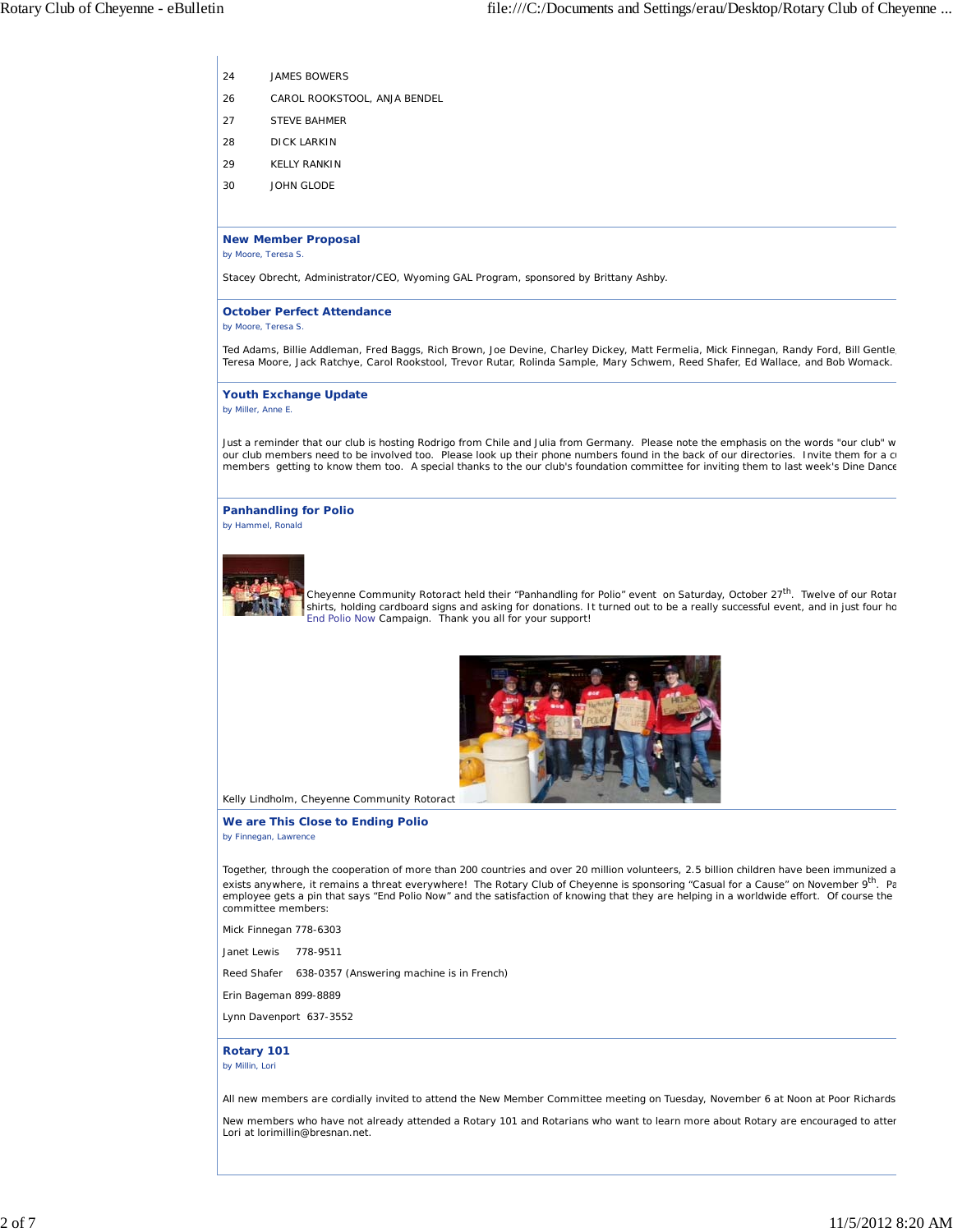| | |
|---|---|
| 24 | JAMES BOWERS |
| 26 | CAROL ROOKSTOOL, ANJA BENDEL |
| 27 | STEVE BAHMER |
| 28 | DICK LARKIN |
| 29 | KELLY RANKIN |
| 30 | JOHN GLODE |

### New Member Proposal

by Moore, Teresa S.

Stacey Obrecht, Administrator/CEO, Wyoming GAL Program, sponsored by Brittany Ashby.

### October Perfect Attendance

by Moore, Teresa S.

Ted Adams, Billie Addleman, Fred Baggs, Rich Brown, Joe Devine, Charley Dickey, Matt Fermelia, Mick Finnegan, Randy Ford, Bill Gentle Teresa Moore, Jack Ratchye, Carol Rookstool, Trevor Rutar, Rolinda Sample, Mary Schwem, Reed Shafer, Ed Wallace, and Bob Womack.

### Youth Exchange Update

by Miller, Anne E.

Just a reminder that our club is hosting Rodrigo from Chile and Julia from Germany. Please note the emphasis on the words "our club" w our club members need to be involved too. Please look up their phone numbers found in the back of our directories. Invite them for a c members getting to know them too. A special thanks to the our club's foundation committee for inviting them to last week's Dine Dance

### Panhandling for Polio

by Hammel, Ronald

Cheyenne Community Rotoract held their "Panhandling for Polio" event on Saturday, October 27th. Twelve of our Rotar shirts, holding cardboard signs and asking for donations. It turned out to be a really successful event, and in just four ho End Polio Now Campaign. Thank you all for your support!

Kelly Lindholm, Cheyenne Community Rotoract

### We are This Close to Ending Polio

by Finnegan, Lawrence

Together, through the cooperation of more than 200 countries and over 20 million volunteers, 2.5 billion children have been immunized a exists anywhere, it remains a threat everywhere! The Rotary Club of Cheyenne is sponsoring "Casual for a Cause" on November 9th. Pa employee gets a pin that says "End Polio Now" and the satisfaction of knowing that they are helping in a worldwide effort. Of course the committee members:

Mick Finnegan 778-6303

Janet Lewis 778-9511

Reed Shafer 638-0357 (Answering machine is in French)

Erin Bageman 899-8889

Lynn Davenport 637-3552

### Rotary 101

by Millin, Lori

All new members are cordially invited to attend the New Member Committee meeting on Tuesday, November 6 at Noon at Poor Richards

New members who have not already attended a Rotary 101 and Rotarians who want to learn more about Rotary are encouraged to atter Lori at lorimillin@bresnan.net.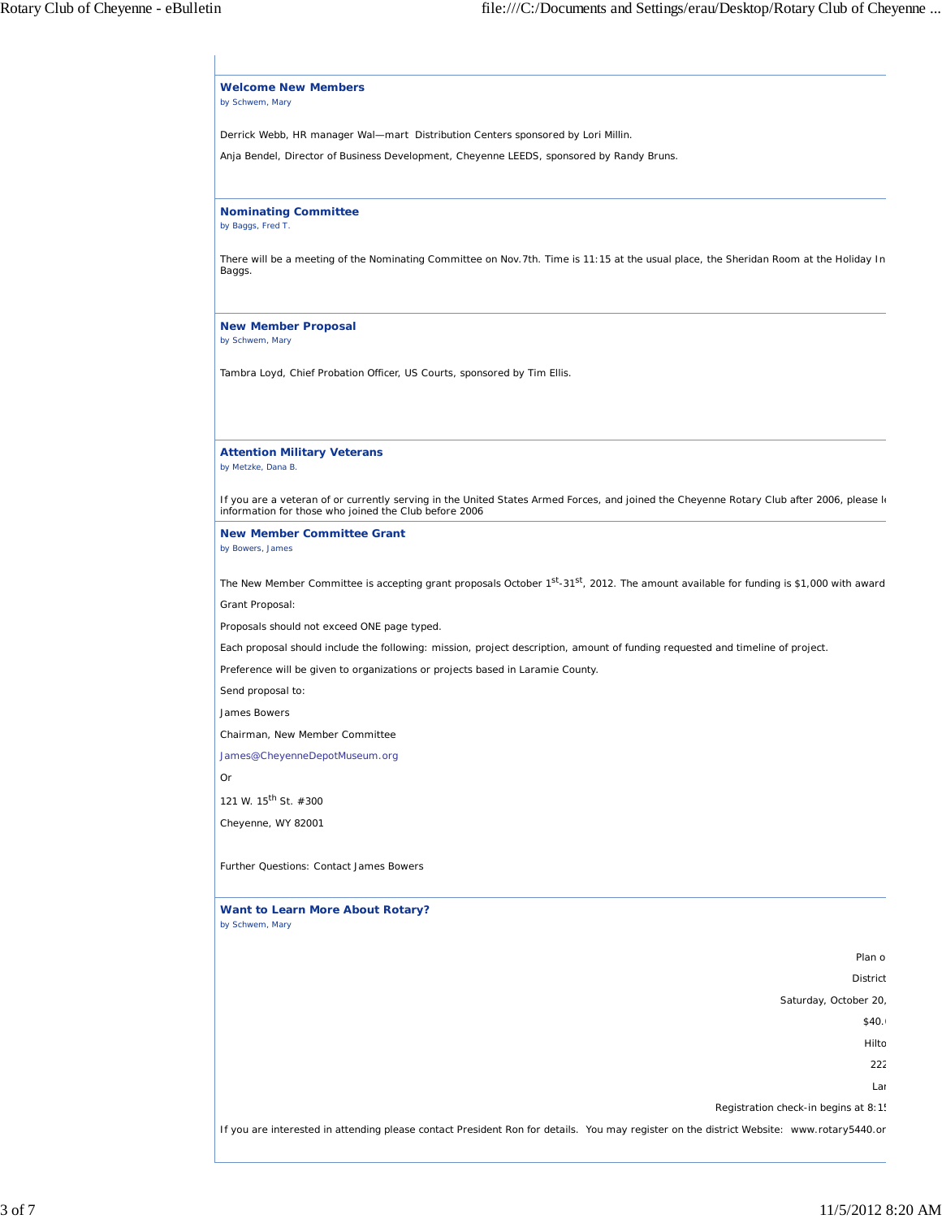### Welcome New Members

by Schwem, Mary

Derrick Webb, HR manager Wal—mart Distribution Centers sponsored by Lori Millin.

Anja Bendel, Director of Business Development, Cheyenne LEEDS, sponsored by Randy Bruns.

### Nominating Committee

by Baggs, Fred T.

There will be a meeting of the Nominating Committee on Nov.7th. Time is 11:15 at the usual place, the Sheridan Room at the Holiday In
Baggs.

### New Member Proposal

by Schwem, Mary

Tambra Loyd, Chief Probation Officer, US Courts, sponsored by Tim Ellis.

### Attention Military Veterans

by Metzke, Dana B.

If you are a veteran of or currently serving in the United States Armed Forces, and joined the Cheyenne Rotary Club after 2006, please l
information for those who joined the Club before 2006

### New Member Committee Grant

by Bowers, James

The New Member Committee is accepting grant proposals October 1st-31st, 2012. The amount available for funding is $1,000 with award

Grant Proposal:

Proposals should not exceed ONE page typed.

Each proposal should include the following: mission, project description, amount of funding requested and timeline of project.

Preference will be given to organizations or projects based in Laramie County.

Send proposal to:

James Bowers

Chairman, New Member Committee

James@CheyenneDepotMuseum.org

Or

121 W. 15th St. #300

Cheyenne, WY 82001

Further Questions: Contact James Bowers

### Want to Learn More About Rotary?

by Schwem, Mary

Plan o

District

Saturday, October 20,

$40.

Hilto

222

Lar

Registration check-in begins at 8:1

If you are interested in attending please contact President Ron for details. You may register on the district Website: www.rotary5440.or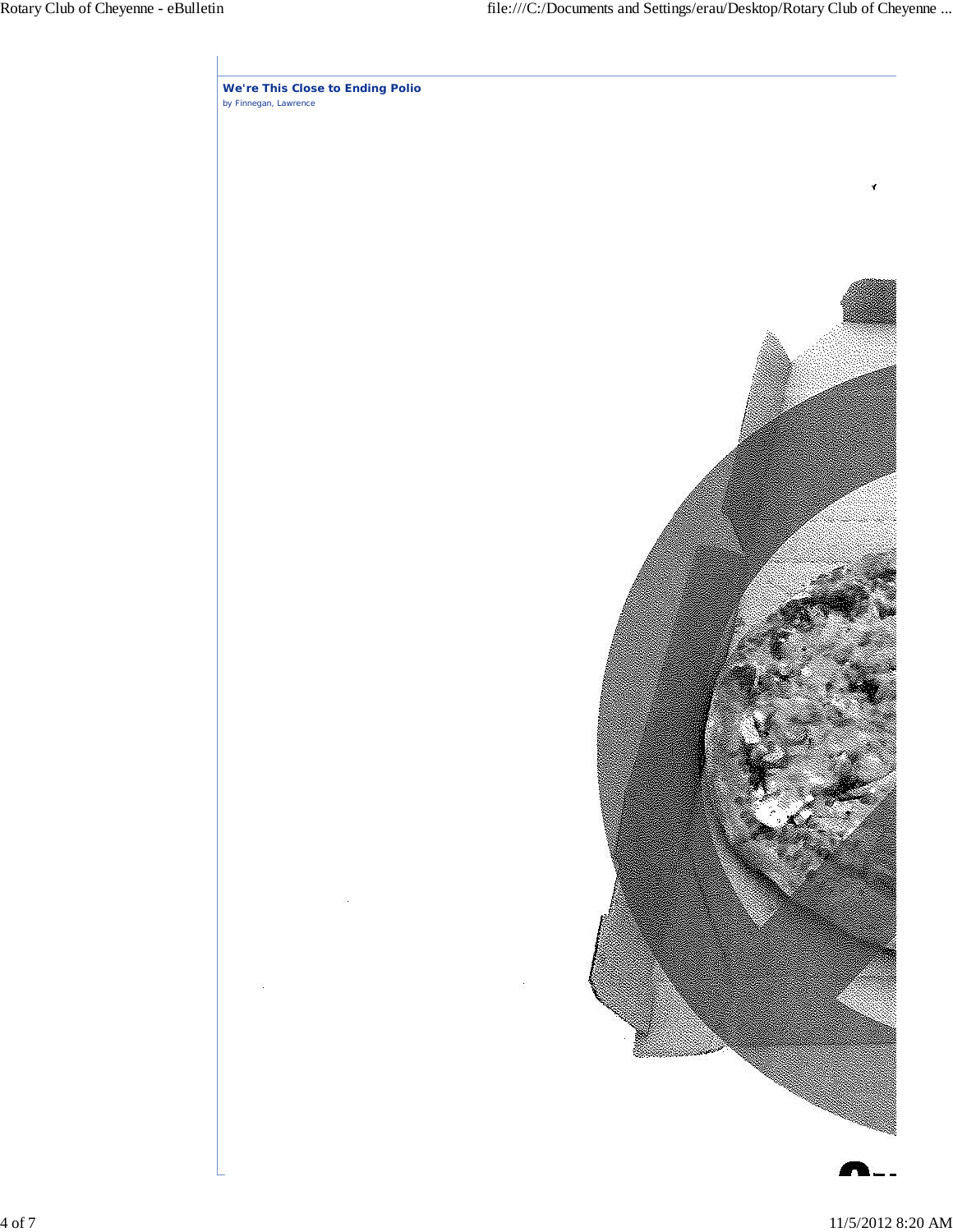**We're This Close to Ending Polio**

by Finnegan, Lawrence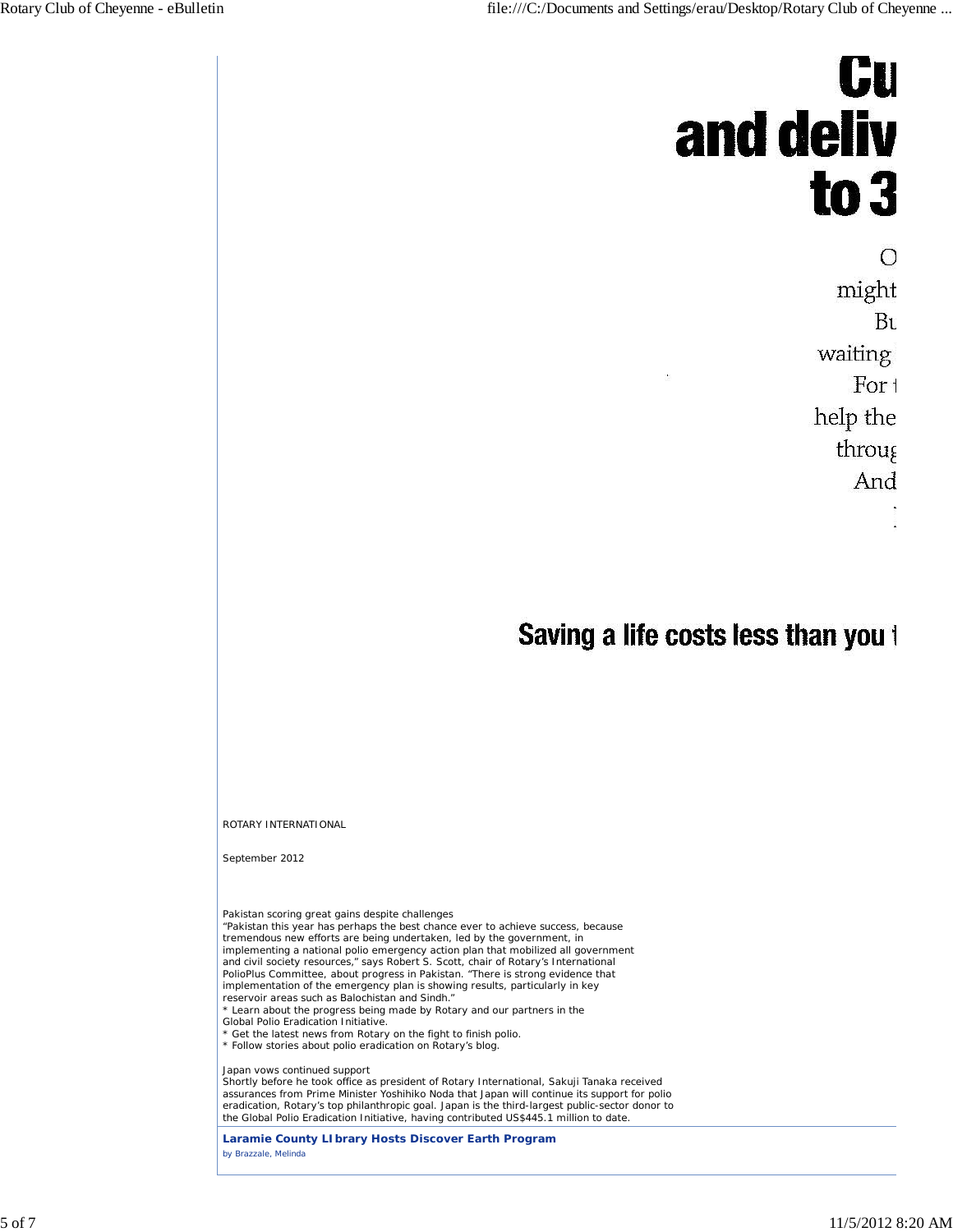# Cu
# and deliv
# to 3

O
might
Bu
waiting
For t
help the
throug
And

## Saving a life costs less than you t

ROTARY INTERNATIONAL

September 2012

Pakistan scoring great gains despite challenges
"Pakistan this year has perhaps the best chance ever to achieve success, because tremendous new efforts are being undertaken, led by the government, in implementing a national polio emergency action plan that mobilized all government and civil society resources," says Robert S. Scott, chair of Rotary's International PolioPlus Committee, about progress in Pakistan. "There is strong evidence that implementation of the emergency plan is showing results, particularly in key reservoir areas such as Balochistan and Sindh."

* Learn about the progress being made by Rotary and our partners in the Global Polio Eradication Initiative.
* Get the latest news from Rotary on the fight to finish polio.
* Follow stories about polio eradication on Rotary's blog.

Japan vows continued support
Shortly before he took office as president of Rotary International, Sakuji Tanaka received assurances from Prime Minister Yoshihiko Noda that Japan will continue its support for polio eradication, Rotary's top philanthropic goal. Japan is the third-largest public-sector donor to the Global Polio Eradication Initiative, having contributed US$445.1 million to date.

**Laramie County LIbrary Hosts Discover Earth Program**

by Brazzale, Melinda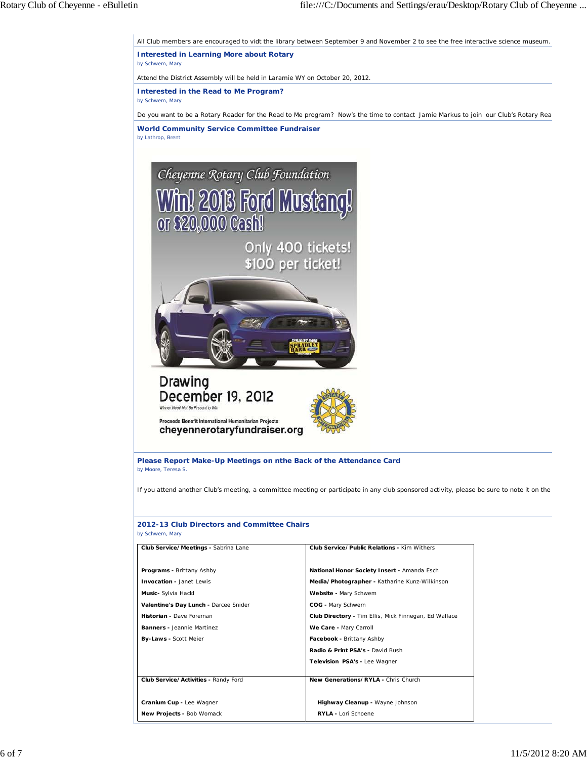All Club members are encouraged to vidt the library between September 9 and November 2 to see the free interactive science museum.

### Interested in Learning More about Rotary

by Schwem, Mary

Attend the District Assembly will be held in Laramie WY on October 20, 2012.

### Interested in the Read to Me Program?

by Schwem, Mary

Do you want to be a Rotary Reader for the Read to Me program? Now's the time to contact Jamie Markus to join our Club's Rotary Rea

### World Community Service Committee Fundraiser

by Lathrop, Brent

Cheyenne Rotary Club Foundation

Win! 2013 Ford Mustang! or $20,000 Cash!

Only 400 tickets! $100 per ticket!

Drawing December 19, 2012

Winner Need Not Be Present to Win

Proceeds Benefit International Humanitarian Projects

cheyennerotaryfundraiser.org

### Please Report Make-Up Meetings on nthe Back of the Attendance Card

by Moore, Teresa S.

If you attend another Club's meeting, a committee meeting or participate in any club sponsored activity, please be sure to note it on the

### 2012-13 Club Directors and Committee Chairs

by Schwem, Mary

| **Club Service/Meetings -** Sabrina Lane | **Club Service/Public Relations -** Kim Withers |
|---|---|
| **Programs -** Brittany Ashby | **National Honor Society Insert -** Amanda Esch |
| **Invocation -** Janet Lewis | **Media/Photographer -** Katharine Kunz-Wilkinson |
| **Music-** Sylvia Hackl | **Website -** Mary Schwem |
| **Valentine's Day Lunch -** Darcee Snider | **COG -** Mary Schwem |
| **Historian -** Dave Foreman | **Club Directory -** Tim Ellis, Mick Finnegan, Ed Wallace |
| **Banners -** Jeannie Martinez | **We Care -** Mary Carroll |
| **By-Laws -** Scott Meier | **Facebook -** Brittany Ashby |
| | **Radio & Print PSA's -** David Bush |
| | **Television PSA's -** Lee Wagner |
| **Club Service/Activities -** Randy Ford | **New Generations/RYLA -** Chris Church |
| **Cranium Cup -** Lee Wagner | **Highway Cleanup -** Wayne Johnson |
| **New Projects -** Bob Womack | **RYLA -** Lori Schoene |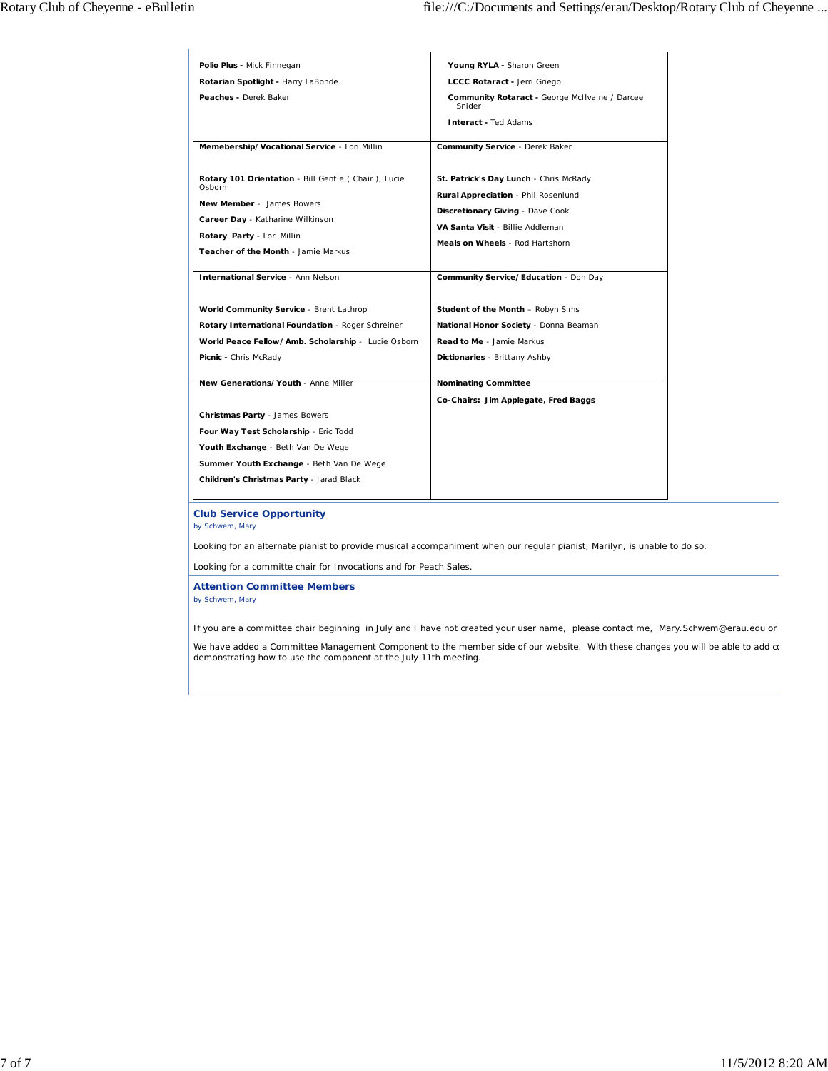| | |
|---|---|
| **Polio Plus -** Mick Finnegan<br><br>**Rotarian Spotlight -** Harry LaBonde<br><br>**Peaches -** Derek Baker | **Young RYLA -** Sharon Green<br><br>**LCCC Rotaract -** Jerri Griego<br><br>**Community Rotaract -** George McIlvaine / Darcee Snider<br><br>**Interact -** Ted Adams |
| **Memebership/Vocational Service** - Lori Millin<br><br>**Rotary 101 Orientation** - Bill Gentle ( Chair ), Lucie Osborn<br><br>**New Member** - James Bowers<br><br>**Career Day** - Katharine Wilkinson<br><br>**Rotary Party** - Lori Millin<br><br>**Teacher of the Month** - Jamie Markus | **Community Service** - Derek Baker<br><br>**St. Patrick's Day Lunch** - Chris McRady<br><br>**Rural Appreciation** - Phil Rosenlund<br><br>**Discretionary Giving** - Dave Cook<br><br>**VA Santa Visit** - Billie Addleman<br><br>**Meals on Wheels** - Rod Hartshorn |
| **International Service** - Ann Nelson<br><br>**World Community Service** - Brent Lathrop<br><br>**Rotary International Foundation** - Roger Schreiner<br><br>**World Peace Fellow/Amb. Scholarship** - Lucie Osborn<br><br>**Picnic -** Chris McRady | **Community Service/Education** - Don Day<br><br>**Student of the Month** – Robyn Sims<br><br>**National Honor Society** - Donna Beaman<br><br>**Read to Me** - Jamie Markus<br><br>**Dictionaries** - Brittany Ashby |
| **New Generations/Youth** - Anne Miller<br><br>**Christmas Party** - James Bowers<br><br>**Four Way Test Scholarship** - Eric Todd<br><br>**Youth Exchange** - Beth Van De Wege<br><br>**Summer Youth Exchange** - Beth Van De Wege<br><br>**Children's Christmas Party** - Jarad Black | **Nominating Committee**<br><br>**Co-Chairs: Jim Applegate, Fred Baggs** |

## Club Service Opportunity

by Schwem, Mary

Looking for an alternate pianist to provide musical accompaniment when our regular pianist, Marilyn, is unable to do so.

Looking for a committe chair for Invocations and for Peach Sales.

## Attention Committee Members

by Schwem, Mary

If you are a committee chair beginning in July and I have not created your user name, please contact me, Mary.Schwem@erau.edu or

We have added a Committee Management Component to the member side of our website. With these changes you will be able to add co demonstrating how to use the component at the July 11th meeting.